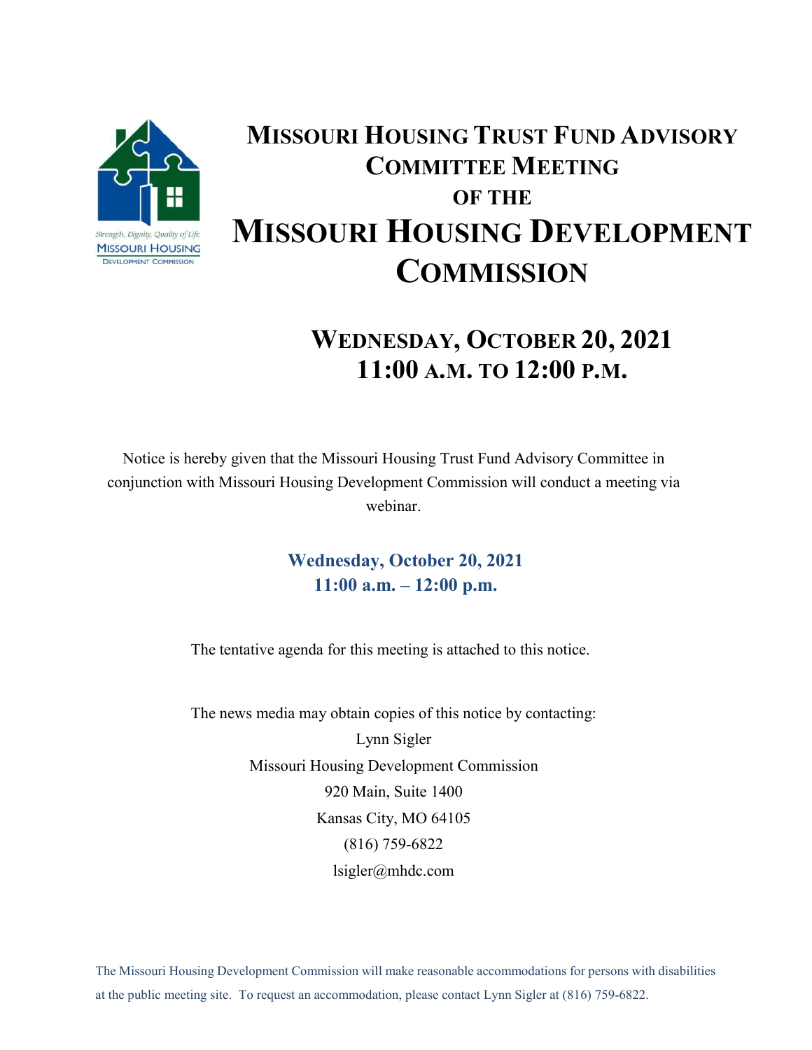# Missouri Housing Trust Fund Advisory Committee Meeting of the Missouri Housing Development Commission

## Wednesday, October 20, 2021
## 11:00 a.m. to 12:00 p.m.

Notice is hereby given that the Missouri Housing Trust Fund Advisory Committee in conjunction with Missouri Housing Development Commission will conduct a meeting via webinar.

**Wednesday, October 20, 2021**
**11:00 a.m. – 12:00 p.m.**

The tentative agenda for this meeting is attached to this notice.

The news media may obtain copies of this notice by contacting:
Lynn Sigler
Missouri Housing Development Commission
920 Main, Suite 1400
Kansas City, MO 64105
(816) 759-6822
lsigler@mhdc.com

The Missouri Housing Development Commission will make reasonable accommodations for persons with disabilities at the public meeting site. To request an accommodation, please contact Lynn Sigler at (816) 759-6822.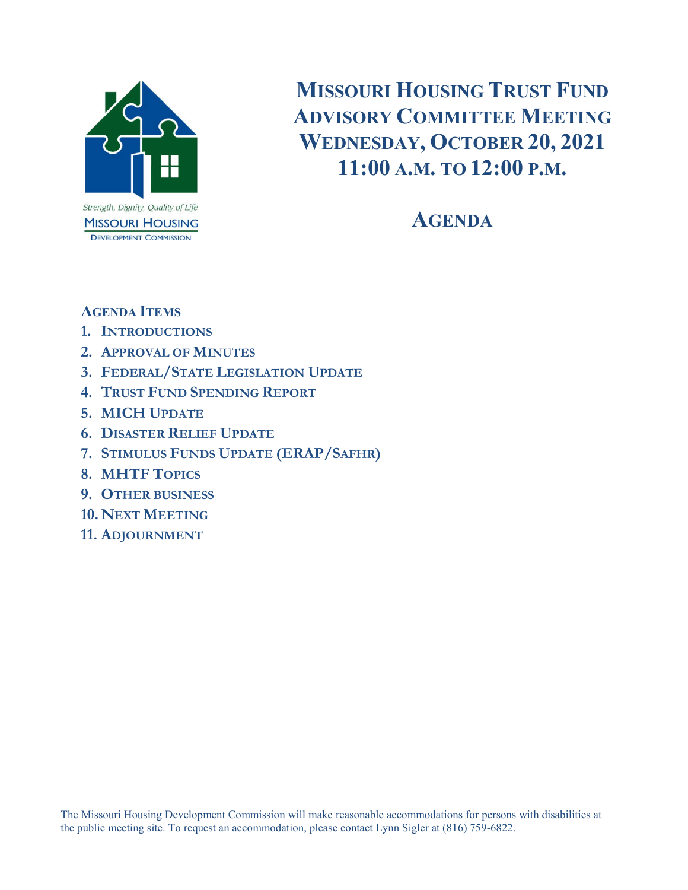Strength, Dignity, Quality of Life
MISSOURI HOUSING
DEVELOPMENT COMMISSION

# MISSOURI HOUSING TRUST FUND ADVISORY COMMITTEE MEETING
# WEDNESDAY, OCTOBER 20, 2021
# 11:00 A.M. TO 12:00 P.M.

## AGENDA

**AGENDA ITEMS**

1. **INTRODUCTIONS**
2. **APPROVAL OF MINUTES**
3. **FEDERAL/STATE LEGISLATION UPDATE**
4. **TRUST FUND SPENDING REPORT**
5. **MICH UPDATE**
6. **DISASTER RELIEF UPDATE**
7. **STIMULUS FUNDS UPDATE (ERAP/SAFHR)**
8. **MHTF TOPICS**
9. **OTHER BUSINESS**
10. **NEXT MEETING**
11. **ADJOURNMENT**

The Missouri Housing Development Commission will make reasonable accommodations for persons with disabilities at the public meeting site. To request an accommodation, please contact Lynn Sigler at (816) 759-6822.